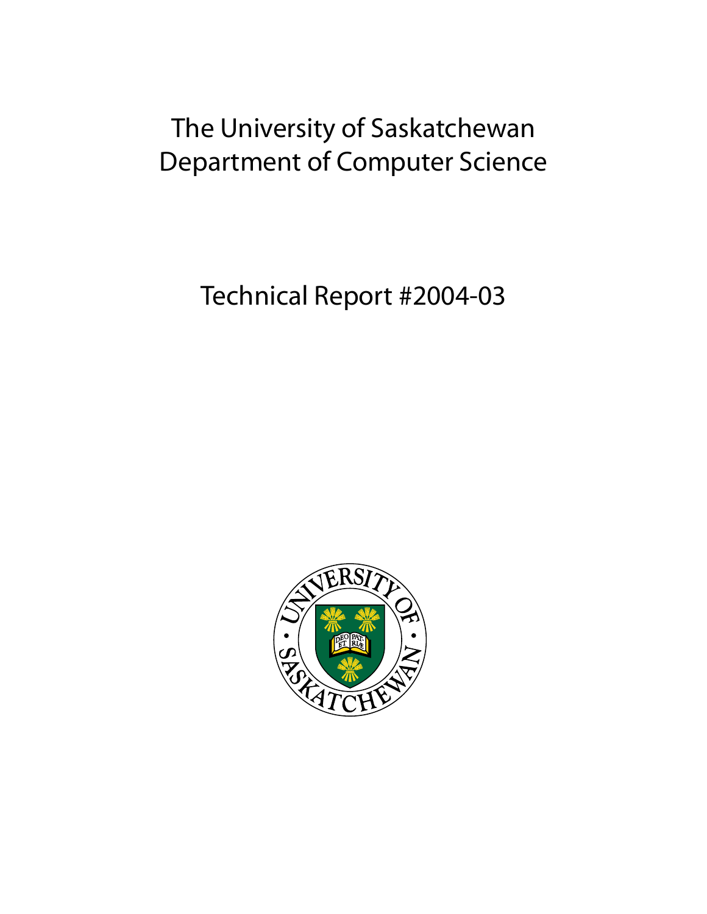# The University of Saskatchewan
# Department of Computer Science

## Technical Report #2004-03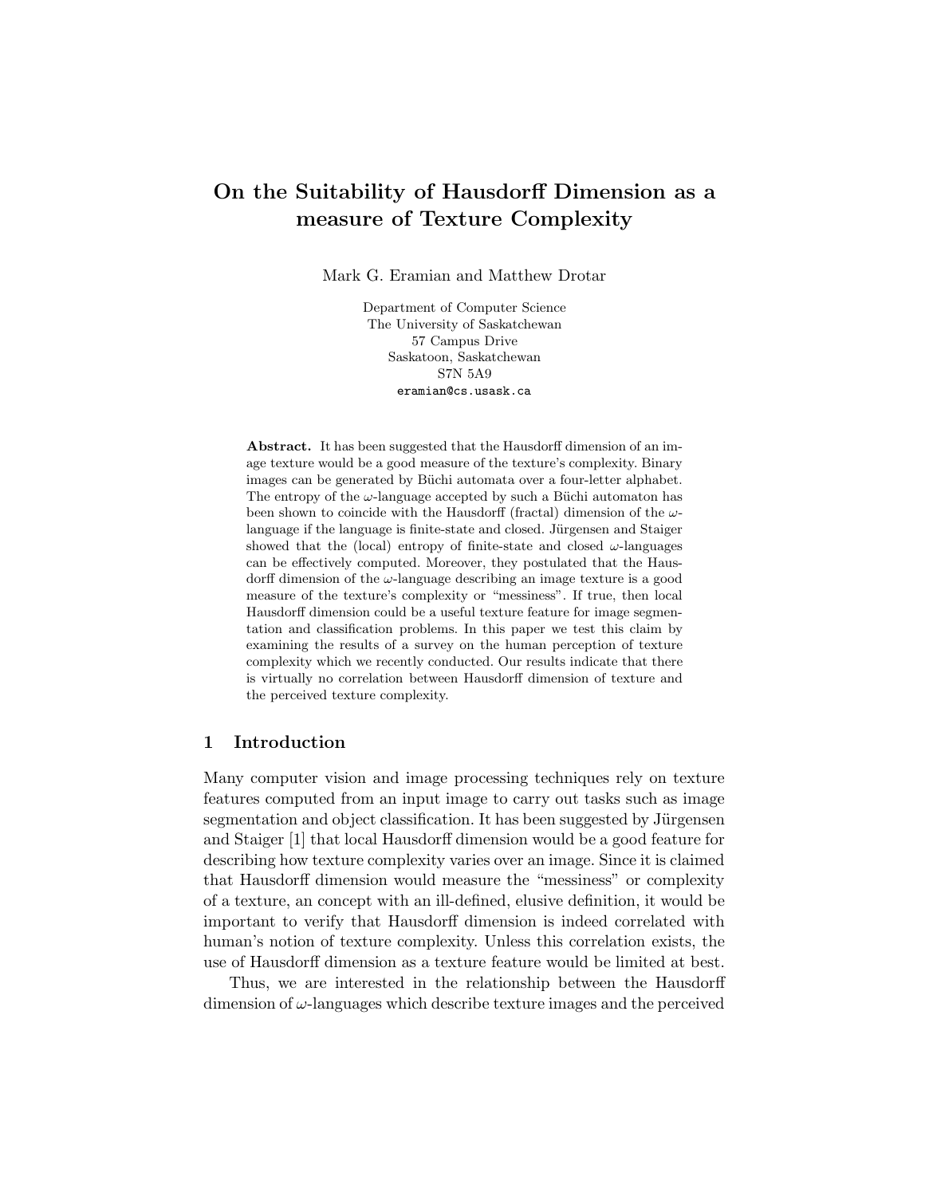# On the Suitability of Hausdorff Dimension as a measure of Texture Complexity

Mark G. Eramian and Matthew Drotar

Department of Computer Science
The University of Saskatchewan
57 Campus Drive
Saskatoon, Saskatchewan
S7N 5A9
eramian@cs.usask.ca

**Abstract.** It has been suggested that the Hausdorff dimension of an image texture would be a good measure of the texture's complexity. Binary images can be generated by Büchi automata over a four-letter alphabet. The entropy of the $\omega$-language accepted by such a Büchi automaton has been shown to coincide with the Hausdorff (fractal) dimension of the $\omega$-language if the language is finite-state and closed. Jürgensen and Staiger showed that the (local) entropy of finite-state and closed $\omega$-languages can be effectively computed. Moreover, they postulated that the Hausdorff dimension of the $\omega$-language describing an image texture is a good measure of the texture's complexity or "messiness". If true, then local Hausdorff dimension could be a useful texture feature for image segmentation and classification problems. In this paper we test this claim by examining the results of a survey on the human perception of texture complexity which we recently conducted. Our results indicate that there is virtually no correlation between Hausdorff dimension of texture and the perceived texture complexity.

## 1 Introduction

Many computer vision and image processing techniques rely on texture features computed from an input image to carry out tasks such as image segmentation and object classification. It has been suggested by Jürgensen and Staiger [1] that local Hausdorff dimension would be a good feature for describing how texture complexity varies over an image. Since it is claimed that Hausdorff dimension would measure the "messiness" or complexity of a texture, an concept with an ill-defined, elusive definition, it would be important to verify that Hausdorff dimension is indeed correlated with human's notion of texture complexity. Unless this correlation exists, the use of Hausdorff dimension as a texture feature would be limited at best.

Thus, we are interested in the relationship between the Hausdorff dimension of $\omega$-languages which describe texture images and the perceived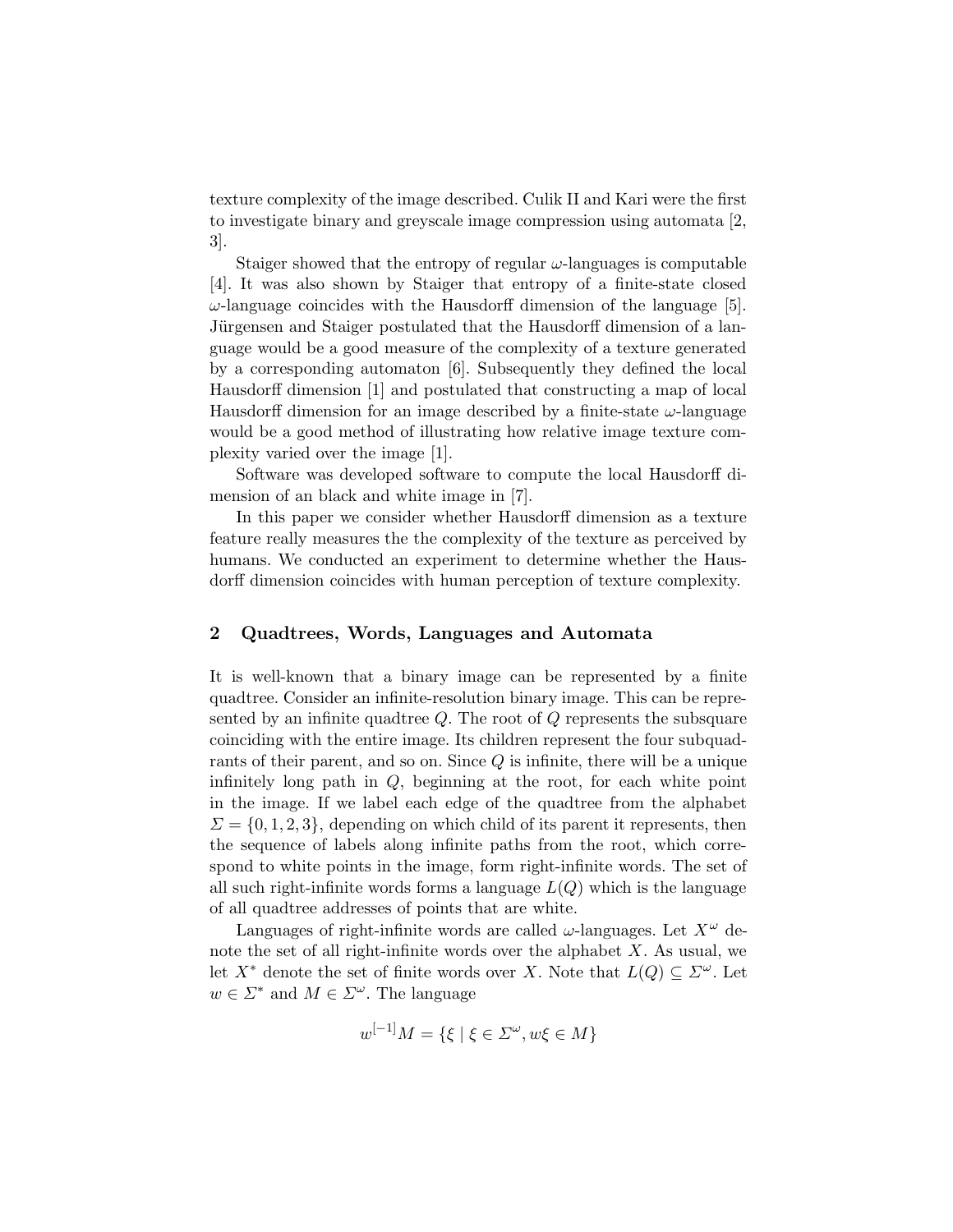texture complexity of the image described. Culik II and Kari were the first to investigate binary and greyscale image compression using automata [2, 3].

Staiger showed that the entropy of regular $\omega$-languages is computable [4]. It was also shown by Staiger that entropy of a finite-state closed $\omega$-language coincides with the Hausdorff dimension of the language [5]. Jürgensen and Staiger postulated that the Hausdorff dimension of a language would be a good measure of the complexity of a texture generated by a corresponding automaton [6]. Subsequently they defined the local Hausdorff dimension [1] and postulated that constructing a map of local Hausdorff dimension for an image described by a finite-state $\omega$-language would be a good method of illustrating how relative image texture complexity varied over the image [1].

Software was developed software to compute the local Hausdorff dimension of an black and white image in [7].

In this paper we consider whether Hausdorff dimension as a texture feature really measures the the complexity of the texture as perceived by humans. We conducted an experiment to determine whether the Hausdorff dimension coincides with human perception of texture complexity.

## 2 Quadtrees, Words, Languages and Automata

It is well-known that a binary image can be represented by a finite quadtree. Consider an infinite-resolution binary image. This can be represented by an infinite quadtree $Q$. The root of $Q$ represents the subsquare coinciding with the entire image. Its children represent the four subquadrants of their parent, and so on. Since $Q$ is infinite, there will be a unique infinitely long path in $Q$, beginning at the root, for each white point in the image. If we label each edge of the quadtree from the alphabet $\Sigma = \{0, 1, 2, 3\}$, depending on which child of its parent it represents, then the sequence of labels along infinite paths from the root, which correspond to white points in the image, form right-infinite words. The set of all such right-infinite words forms a language $L(Q)$ which is the language of all quadtree addresses of points that are white.

Languages of right-infinite words are called $\omega$-languages. Let $X^\omega$ denote the set of all right-infinite words over the alphabet $X$. As usual, we let $X^*$ denote the set of finite words over $X$. Note that $L(Q) \subseteq \Sigma^\omega$. Let $w \in \Sigma^*$ and $M \in \Sigma^\omega$. The language

$$w^{[-1]}M = \{\xi \mid \xi \in \Sigma^\omega, w\xi \in M\}$$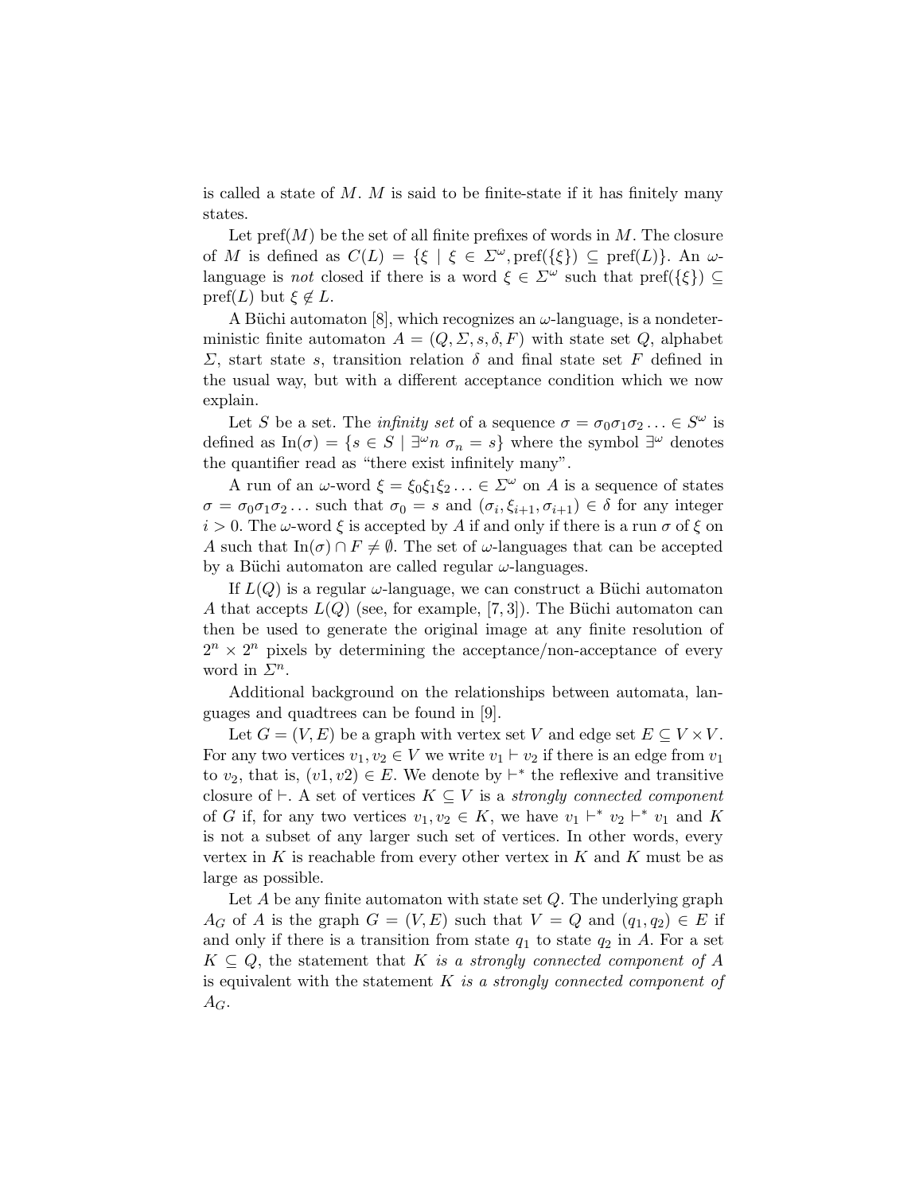is called a state of $M$. $M$ is said to be finite-state if it has finitely many states.

Let pref($M$) be the set of all finite prefixes of words in $M$. The closure of $M$ is defined as $C(L) = \{\xi \mid \xi \in \Sigma^\omega, \text{pref}(\{\xi\}) \subseteq \text{pref}(L)\}$. An $\omega$-language is *not* closed if there is a word $\xi \in \Sigma^\omega$ such that $\text{pref}(\{\xi\}) \subseteq \text{pref}(L)$ but $\xi \notin L$.

A Büchi automaton [8], which recognizes an $\omega$-language, is a nondeterministic finite automaton $A = (Q, \Sigma, s, \delta, F)$ with state set $Q$, alphabet $\Sigma$, start state $s$, transition relation $\delta$ and final state set $F$ defined in the usual way, but with a different acceptance condition which we now explain.

Let $S$ be a set. The *infinity set* of a sequence $\sigma = \sigma_0\sigma_1\sigma_2 \ldots \in S^\omega$ is defined as $\text{In}(\sigma) = \{s \in S \mid \exists^\omega n \; \sigma_n = s\}$ where the symbol $\exists^\omega$ denotes the quantifier read as "there exist infinitely many".

A run of an $\omega$-word $\xi = \xi_0\xi_1\xi_2 \ldots \in \Sigma^\omega$ on $A$ is a sequence of states $\sigma = \sigma_0\sigma_1\sigma_2 \ldots$ such that $\sigma_0 = s$ and $(\sigma_i, \xi_{i+1}, \sigma_{i+1}) \in \delta$ for any integer $i > 0$. The $\omega$-word $\xi$ is accepted by $A$ if and only if there is a run $\sigma$ of $\xi$ on $A$ such that $\text{In}(\sigma) \cap F \neq \emptyset$. The set of $\omega$-languages that can be accepted by a Büchi automaton are called regular $\omega$-languages.

If $L(Q)$ is a regular $\omega$-language, we can construct a Büchi automaton $A$ that accepts $L(Q)$ (see, for example, [7, 3]). The Büchi automaton can then be used to generate the original image at any finite resolution of $2^n \times 2^n$ pixels by determining the acceptance/non-acceptance of every word in $\Sigma^n$.

Additional background on the relationships between automata, languages and quadtrees can be found in [9].

Let $G = (V, E)$ be a graph with vertex set $V$ and edge set $E \subseteq V \times V$. For any two vertices $v_1, v_2 \in V$ we write $v_1 \vdash v_2$ if there is an edge from $v_1$ to $v_2$, that is, $(v1, v2) \in E$. We denote by $\vdash^*$ the reflexive and transitive closure of $\vdash$. A set of vertices $K \subseteq V$ is a *strongly connected component* of $G$ if, for any two vertices $v_1, v_2 \in K$, we have $v_1 \vdash^* v_2 \vdash^* v_1$ and $K$ is not a subset of any larger such set of vertices. In other words, every vertex in $K$ is reachable from every other vertex in $K$ and $K$ must be as large as possible.

Let $A$ be any finite automaton with state set $Q$. The underlying graph $A_G$ of $A$ is the graph $G = (V, E)$ such that $V = Q$ and $(q_1, q_2) \in E$ if and only if there is a transition from state $q_1$ to state $q_2$ in $A$. For a set $K \subseteq Q$, the statement that *$K$ is a strongly connected component of $A$* is equivalent with the statement *$K$ is a strongly connected component of $A_G$*.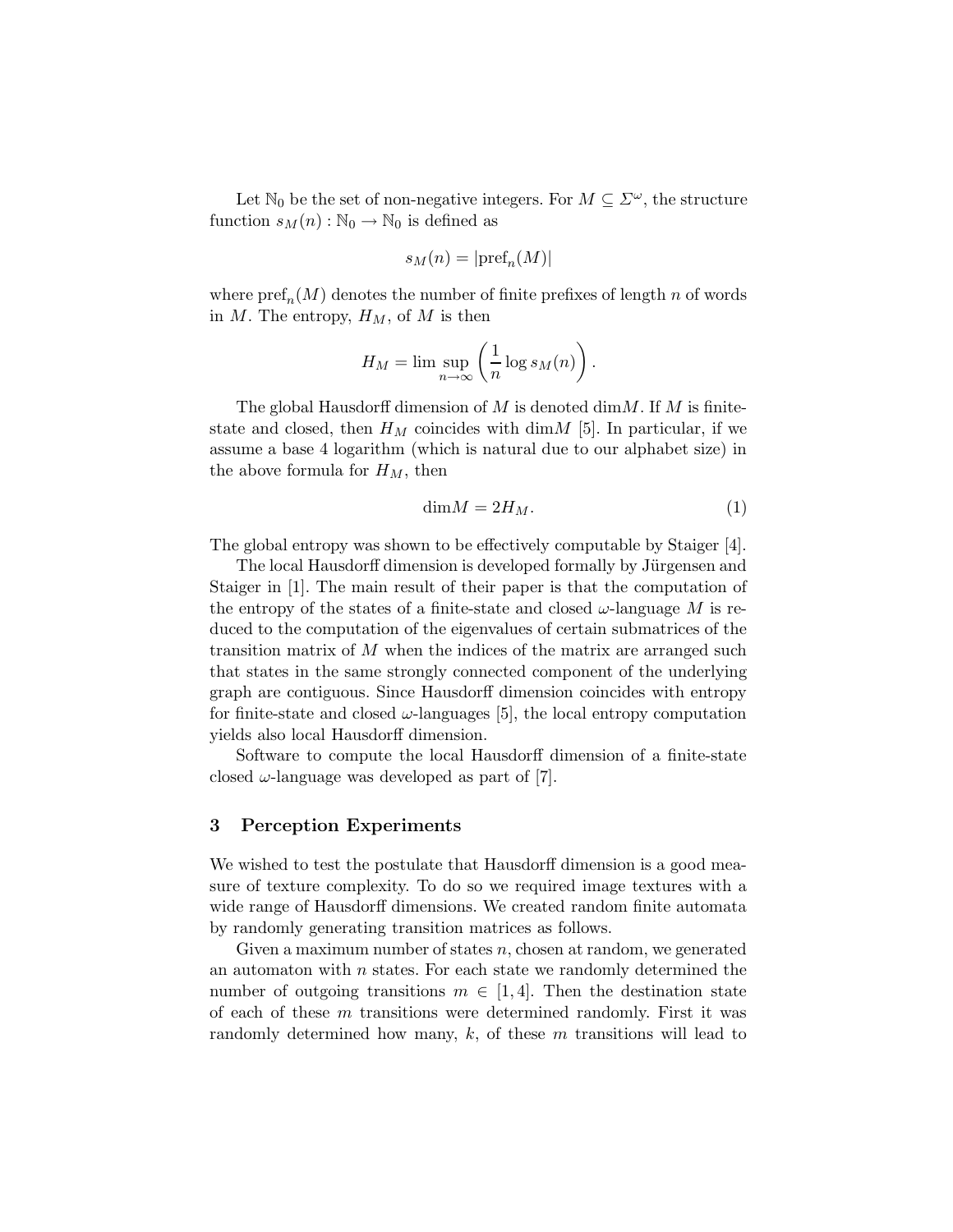Let $\mathbb{N}_0$ be the set of non-negative integers. For $M \subseteq \Sigma^\omega$, the structure function $s_M(n) : \mathbb{N}_0 \to \mathbb{N}_0$ is defined as

$$s_M(n) = |\mathrm{pref}_n(M)|$$

where $\mathrm{pref}_n(M)$ denotes the number of finite prefixes of length $n$ of words in $M$. The entropy, $H_M$, of $M$ is then

$$H_M = \limsup_{n\to\infty} \left( \frac{1}{n} \log s_M(n) \right).$$

The global Hausdorff dimension of $M$ is denoted $\dim M$. If $M$ is finite-state and closed, then $H_M$ coincides with $\dim M$ [5]. In particular, if we assume a base 4 logarithm (which is natural due to our alphabet size) in the above formula for $H_M$, then

$$\dim M = 2H_M. \tag{1}$$

The global entropy was shown to be effectively computable by Staiger [4].

The local Hausdorff dimension is developed formally by Jürgensen and Staiger in [1]. The main result of their paper is that the computation of the entropy of the states of a finite-state and closed $\omega$-language $M$ is reduced to the computation of the eigenvalues of certain submatrices of the transition matrix of $M$ when the indices of the matrix are arranged such that states in the same strongly connected component of the underlying graph are contiguous. Since Hausdorff dimension coincides with entropy for finite-state and closed $\omega$-languages [5], the local entropy computation yields also local Hausdorff dimension.

Software to compute the local Hausdorff dimension of a finite-state closed $\omega$-language was developed as part of [7].

## 3 Perception Experiments

We wished to test the postulate that Hausdorff dimension is a good measure of texture complexity. To do so we required image textures with a wide range of Hausdorff dimensions. We created random finite automata by randomly generating transition matrices as follows.

Given a maximum number of states $n$, chosen at random, we generated an automaton with $n$ states. For each state we randomly determined the number of outgoing transitions $m \in [1, 4]$. Then the destination state of each of these $m$ transitions were determined randomly. First it was randomly determined how many, $k$, of these $m$ transitions will lead to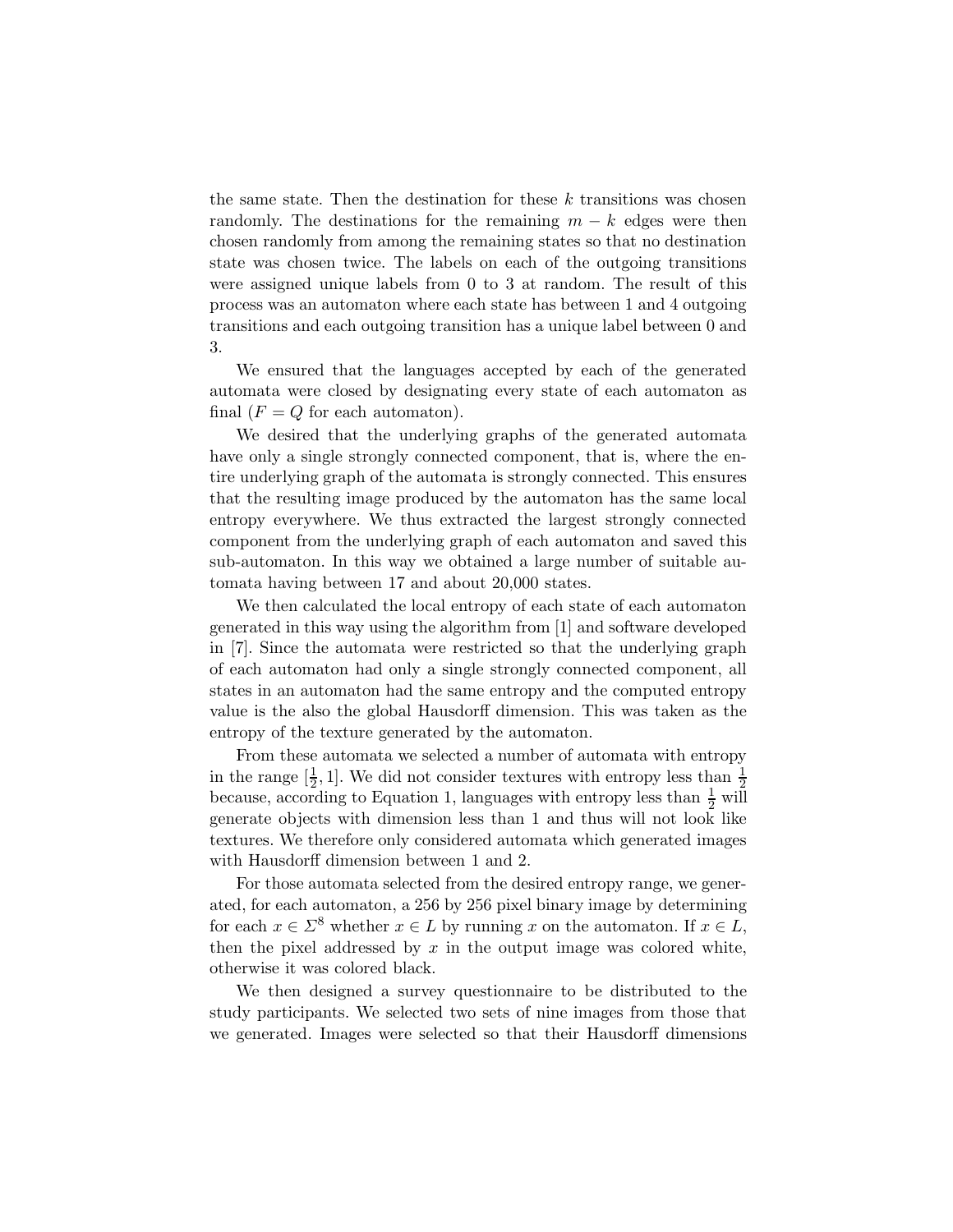the same state. Then the destination for these $k$ transitions was chosen randomly. The destinations for the remaining $m - k$ edges were then chosen randomly from among the remaining states so that no destination state was chosen twice. The labels on each of the outgoing transitions were assigned unique labels from 0 to 3 at random. The result of this process was an automaton where each state has between 1 and 4 outgoing transitions and each outgoing transition has a unique label between 0 and 3.

We ensured that the languages accepted by each of the generated automata were closed by designating every state of each automaton as final ($F = Q$ for each automaton).

We desired that the underlying graphs of the generated automata have only a single strongly connected component, that is, where the entire underlying graph of the automata is strongly connected. This ensures that the resulting image produced by the automaton has the same local entropy everywhere. We thus extracted the largest strongly connected component from the underlying graph of each automaton and saved this sub-automaton. In this way we obtained a large number of suitable automata having between 17 and about 20,000 states.

We then calculated the local entropy of each state of each automaton generated in this way using the algorithm from [1] and software developed in [7]. Since the automata were restricted so that the underlying graph of each automaton had only a single strongly connected component, all states in an automaton had the same entropy and the computed entropy value is the also the global Hausdorff dimension. This was taken as the entropy of the texture generated by the automaton.

From these automata we selected a number of automata with entropy in the range $[\frac{1}{2}, 1]$. We did not consider textures with entropy less than $\frac{1}{2}$ because, according to Equation 1, languages with entropy less than $\frac{1}{2}$ will generate objects with dimension less than 1 and thus will not look like textures. We therefore only considered automata which generated images with Hausdorff dimension between 1 and 2.

For those automata selected from the desired entropy range, we generated, for each automaton, a 256 by 256 pixel binary image by determining for each $x \in \Sigma^8$ whether $x \in L$ by running $x$ on the automaton. If $x \in L$, then the pixel addressed by $x$ in the output image was colored white, otherwise it was colored black.

We then designed a survey questionnaire to be distributed to the study participants. We selected two sets of nine images from those that we generated. Images were selected so that their Hausdorff dimensions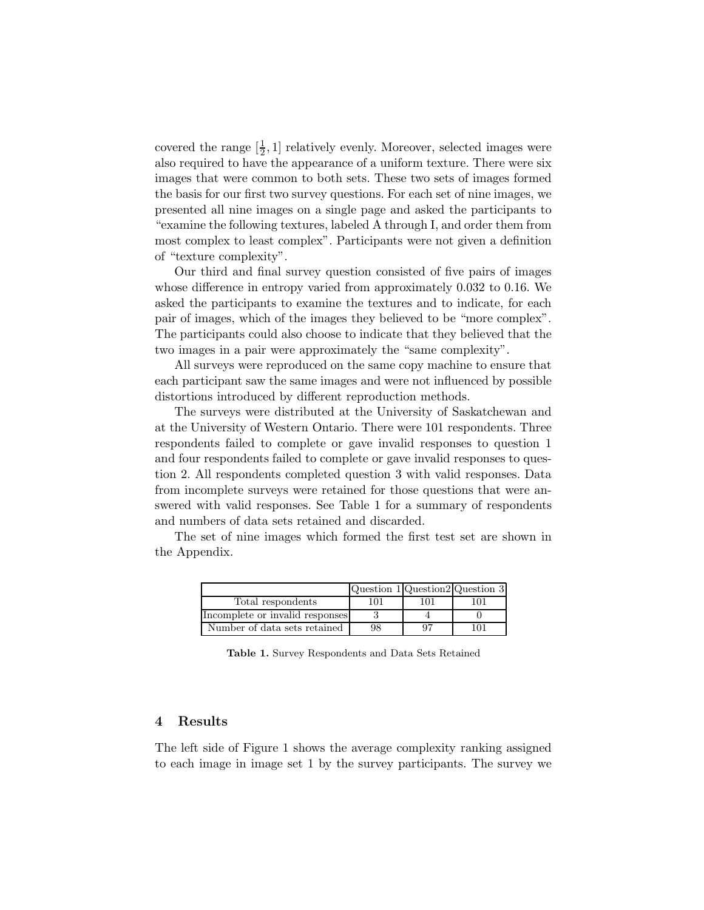covered the range $[\frac{1}{2}, 1]$ relatively evenly. Moreover, selected images were also required to have the appearance of a uniform texture. There were six images that were common to both sets. These two sets of images formed the basis for our first two survey questions. For each set of nine images, we presented all nine images on a single page and asked the participants to "examine the following textures, labeled A through I, and order them from most complex to least complex". Participants were not given a definition of "texture complexity".

Our third and final survey question consisted of five pairs of images whose difference in entropy varied from approximately 0.032 to 0.16. We asked the participants to examine the textures and to indicate, for each pair of images, which of the images they believed to be "more complex". The participants could also choose to indicate that they believed that the two images in a pair were approximately the "same complexity".

All surveys were reproduced on the same copy machine to ensure that each participant saw the same images and were not influenced by possible distortions introduced by different reproduction methods.

The surveys were distributed at the University of Saskatchewan and at the University of Western Ontario. There were 101 respondents. Three respondents failed to complete or gave invalid responses to question 1 and four respondents failed to complete or gave invalid responses to question 2. All respondents completed question 3 with valid responses. Data from incomplete surveys were retained for those questions that were answered with valid responses. See Table 1 for a summary of respondents and numbers of data sets retained and discarded.

The set of nine images which formed the first test set are shown in the Appendix.

| | Question 1 | Question2 | Question 3 |
|---|---|---|---|
| Total respondents | 101 | 101 | 101 |
| Incomplete or invalid responses | 3 | 4 | 0 |
| Number of data sets retained | 98 | 97 | 101 |

**Table 1.** Survey Respondents and Data Sets Retained

## 4 Results

The left side of Figure 1 shows the average complexity ranking assigned to each image in image set 1 by the survey participants. The survey we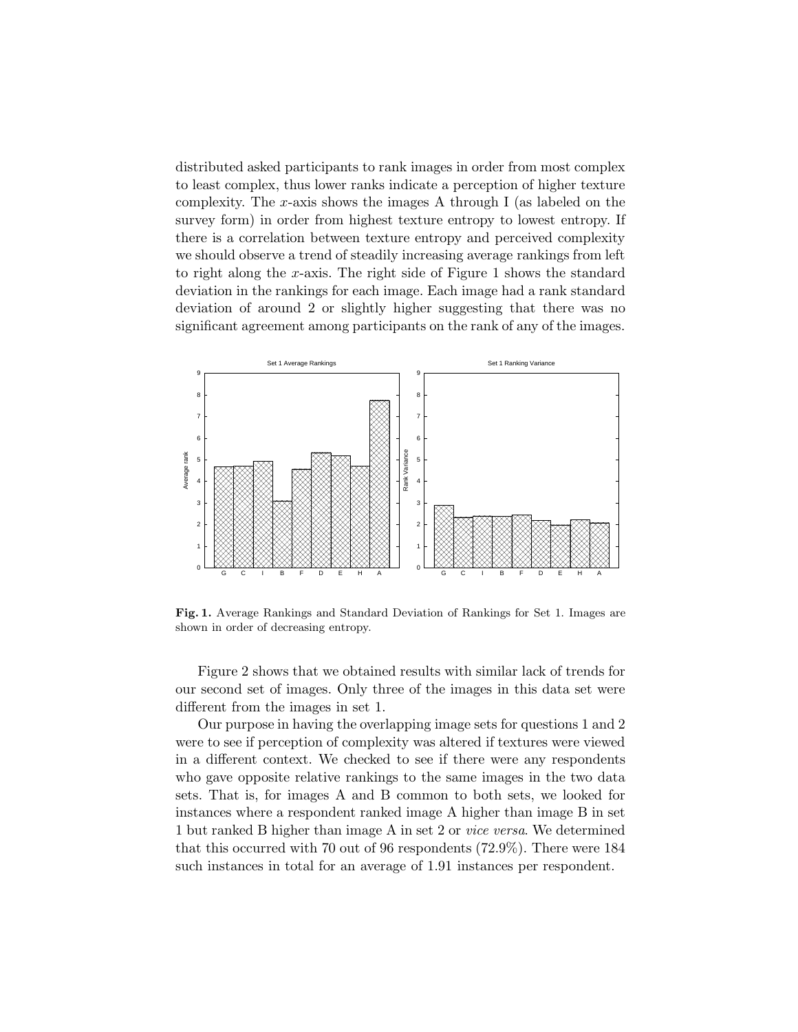distributed asked participants to rank images in order from most complex to least complex, thus lower ranks indicate a perception of higher texture complexity. The $x$-axis shows the images A through I (as labeled on the survey form) in order from highest texture entropy to lowest entropy. If there is a correlation between texture entropy and perceived complexity we should observe a trend of steadily increasing average rankings from left to right along the $x$-axis. The right side of Figure 1 shows the standard deviation in the rankings for each image. Each image had a rank standard deviation of around 2 or slightly higher suggesting that there was no significant agreement among participants on the rank of any of the images.

**Fig. 1.** Average Rankings and Standard Deviation of Rankings for Set 1. Images are shown in order of decreasing entropy.

Figure 2 shows that we obtained results with similar lack of trends for our second set of images. Only three of the images in this data set were different from the images in set 1.

Our purpose in having the overlapping image sets for questions 1 and 2 were to see if perception of complexity was altered if textures were viewed in a different context. We checked to see if there were any respondents who gave opposite relative rankings to the same images in the two data sets. That is, for images A and B common to both sets, we looked for instances where a respondent ranked image A higher than image B in set 1 but ranked B higher than image A in set 2 or *vice versa*. We determined that this occurred with 70 out of 96 respondents (72.9%). There were 184 such instances in total for an average of 1.91 instances per respondent.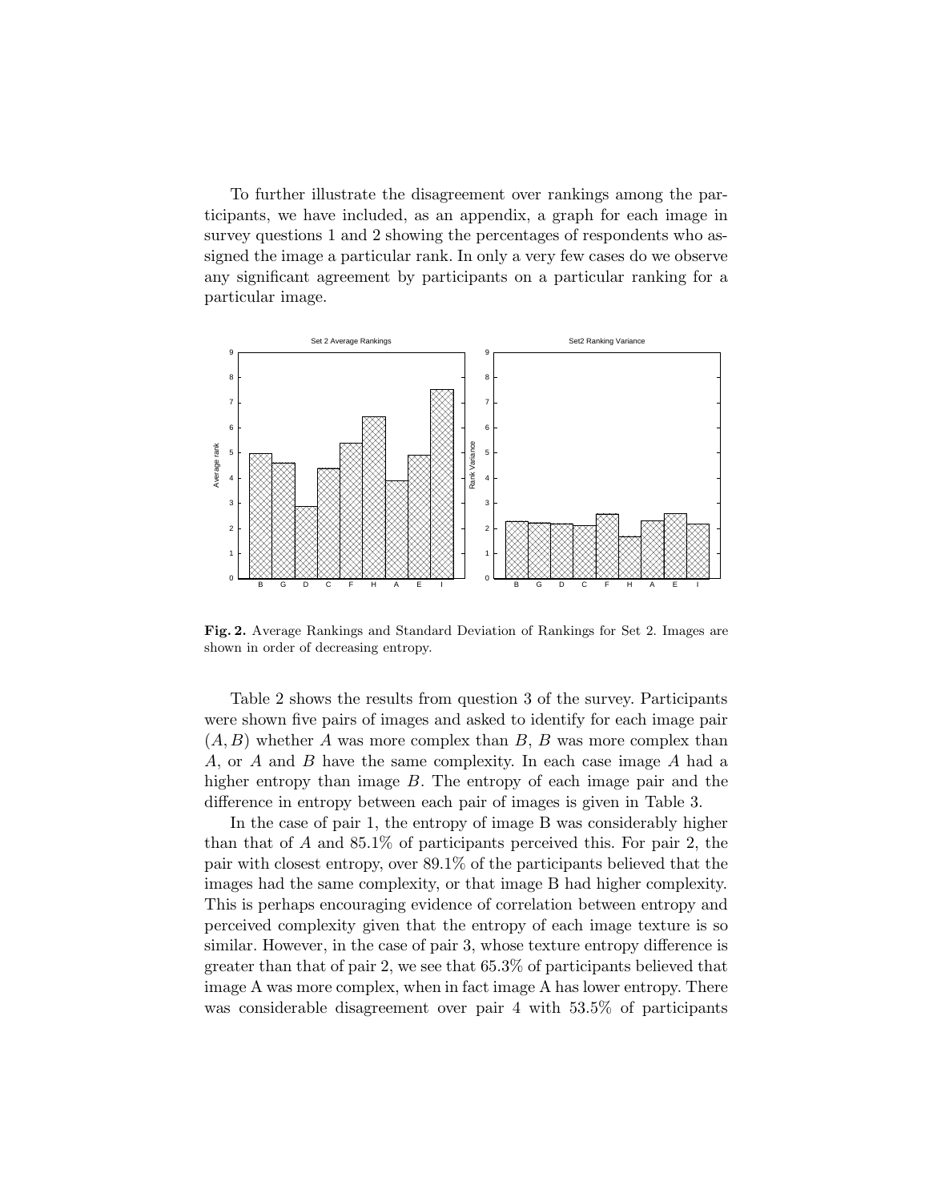To further illustrate the disagreement over rankings among the participants, we have included, as an appendix, a graph for each image in survey questions 1 and 2 showing the percentages of respondents who assigned the image a particular rank. In only a very few cases do we observe any significant agreement by participants on a particular ranking for a particular image.

**Fig. 2.** Average Rankings and Standard Deviation of Rankings for Set 2. Images are shown in order of decreasing entropy.

Table 2 shows the results from question 3 of the survey. Participants were shown five pairs of images and asked to identify for each image pair $(A, B)$ whether $A$ was more complex than $B$, $B$ was more complex than $A$, or $A$ and $B$ have the same complexity. In each case image $A$ had a higher entropy than image $B$. The entropy of each image pair and the difference in entropy between each pair of images is given in Table 3.

In the case of pair 1, the entropy of image B was considerably higher than that of $A$ and 85.1% of participants perceived this. For pair 2, the pair with closest entropy, over 89.1% of the participants believed that the images had the same complexity, or that image B had higher complexity. This is perhaps encouraging evidence of correlation between entropy and perceived complexity given that the entropy of each image texture is so similar. However, in the case of pair 3, whose texture entropy difference is greater than that of pair 2, we see that 65.3% of participants believed that image A was more complex, when in fact image A has lower entropy. There was considerable disagreement over pair 4 with 53.5% of participants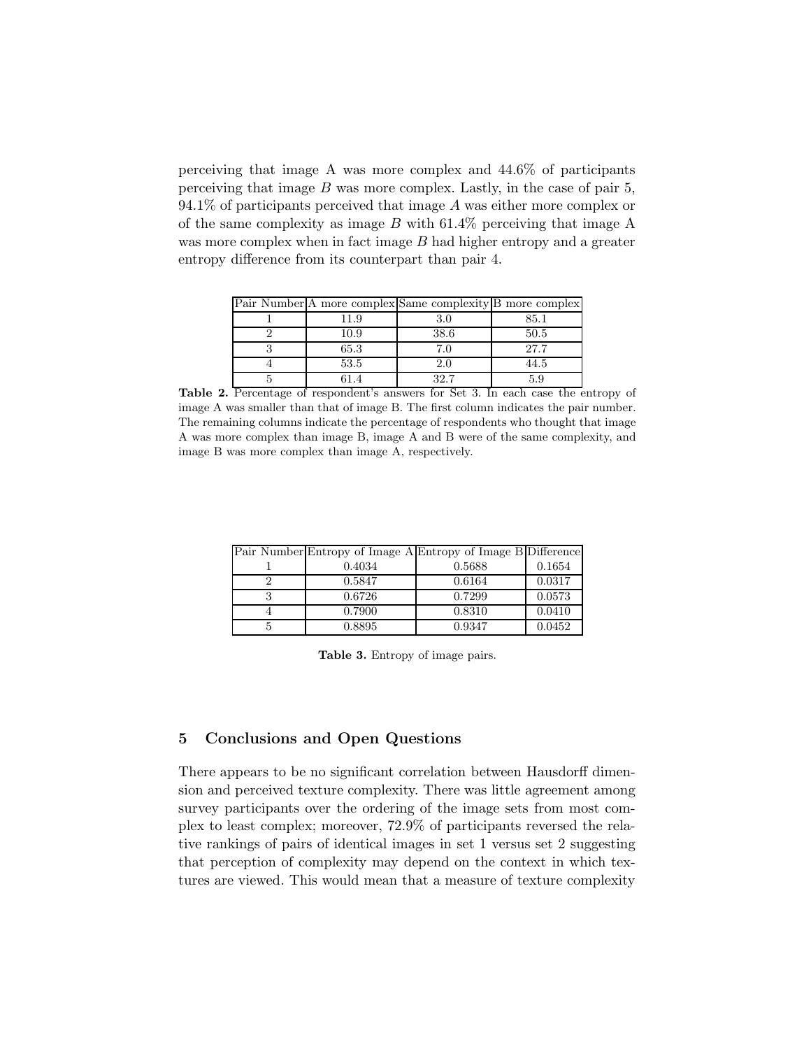perceiving that image A was more complex and 44.6% of participants perceiving that image *B* was more complex. Lastly, in the case of pair 5, 94.1% of participants perceived that image *A* was either more complex or of the same complexity as image *B* with 61.4% perceiving that image A was more complex when in fact image *B* had higher entropy and a greater entropy difference from its counterpart than pair 4.

| Pair Number | A more complex | Same complexity | B more complex |
|---|---|---|---|
| 1 | 11.9 | 3.0 | 85.1 |
| 2 | 10.9 | 38.6 | 50.5 |
| 3 | 65.3 | 7.0 | 27.7 |
| 4 | 53.5 | 2.0 | 44.5 |
| 5 | 61.4 | 32.7 | 5.9 |

**Table 2.** Percentage of respondent's answers for Set 3. In each case the entropy of image A was smaller than that of image B. The first column indicates the pair number. The remaining columns indicate the percentage of respondents who thought that image A was more complex than image B, image A and B were of the same complexity, and image B was more complex than image A, respectively.

| Pair Number | Entropy of Image A | Entropy of Image B | Difference |
|---|---|---|---|
| 1 | 0.4034 | 0.5688 | 0.1654 |
| 2 | 0.5847 | 0.6164 | 0.0317 |
| 3 | 0.6726 | 0.7299 | 0.0573 |
| 4 | 0.7900 | 0.8310 | 0.0410 |
| 5 | 0.8895 | 0.9347 | 0.0452 |

**Table 3.** Entropy of image pairs.

## 5 Conclusions and Open Questions

There appears to be no significant correlation between Hausdorff dimension and perceived texture complexity. There was little agreement among survey participants over the ordering of the image sets from most complex to least complex; moreover, 72.9% of participants reversed the relative rankings of pairs of identical images in set 1 versus set 2 suggesting that perception of complexity may depend on the context in which textures are viewed. This would mean that a measure of texture complexity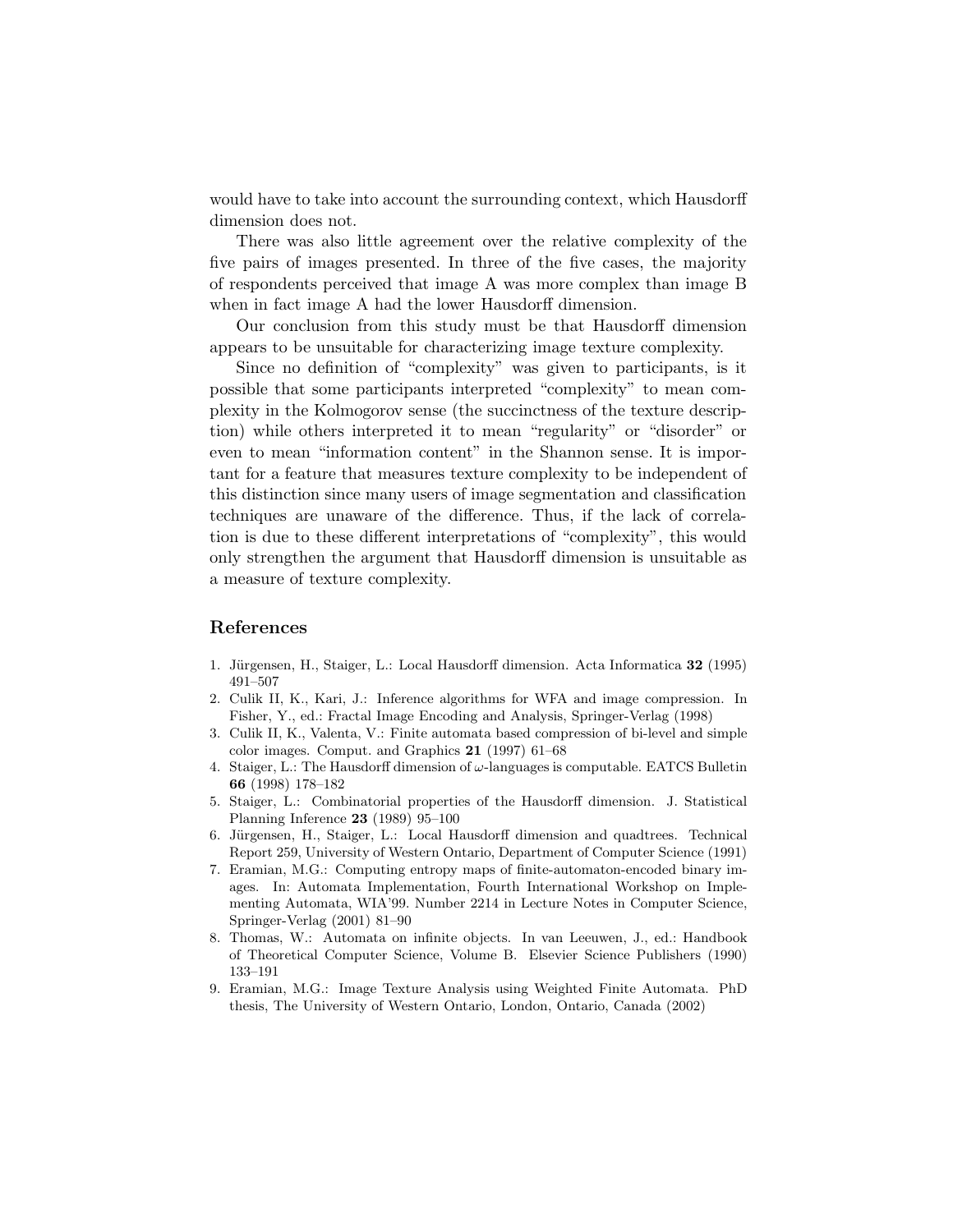would have to take into account the surrounding context, which Hausdorff dimension does not.

There was also little agreement over the relative complexity of the five pairs of images presented. In three of the five cases, the majority of respondents perceived that image A was more complex than image B when in fact image A had the lower Hausdorff dimension.

Our conclusion from this study must be that Hausdorff dimension appears to be unsuitable for characterizing image texture complexity.

Since no definition of "complexity" was given to participants, is it possible that some participants interpreted "complexity" to mean complexity in the Kolmogorov sense (the succinctness of the texture description) while others interpreted it to mean "regularity" or "disorder" or even to mean "information content" in the Shannon sense. It is important for a feature that measures texture complexity to be independent of this distinction since many users of image segmentation and classification techniques are unaware of the difference. Thus, if the lack of correlation is due to these different interpretations of "complexity", this would only strengthen the argument that Hausdorff dimension is unsuitable as a measure of texture complexity.

## References

1. Jürgensen, H., Staiger, L.: Local Hausdorff dimension. Acta Informatica **32** (1995) 491–507
2. Culik II, K., Kari, J.: Inference algorithms for WFA and image compression. In Fisher, Y., ed.: Fractal Image Encoding and Analysis, Springer-Verlag (1998)
3. Culik II, K., Valenta, V.: Finite automata based compression of bi-level and simple color images. Comput. and Graphics **21** (1997) 61–68
4. Staiger, L.: The Hausdorff dimension of $\omega$-languages is computable. EATCS Bulletin **66** (1998) 178–182
5. Staiger, L.: Combinatorial properties of the Hausdorff dimension. J. Statistical Planning Inference **23** (1989) 95–100
6. Jürgensen, H., Staiger, L.: Local Hausdorff dimension and quadtrees. Technical Report 259, University of Western Ontario, Department of Computer Science (1991)
7. Eramian, M.G.: Computing entropy maps of finite-automaton-encoded binary images. In: Automata Implementation, Fourth International Workshop on Implementing Automata, WIA'99. Number 2214 in Lecture Notes in Computer Science, Springer-Verlag (2001) 81–90
8. Thomas, W.: Automata on infinite objects. In van Leeuwen, J., ed.: Handbook of Theoretical Computer Science, Volume B. Elsevier Science Publishers (1990) 133–191
9. Eramian, M.G.: Image Texture Analysis using Weighted Finite Automata. PhD thesis, The University of Western Ontario, London, Ontario, Canada (2002)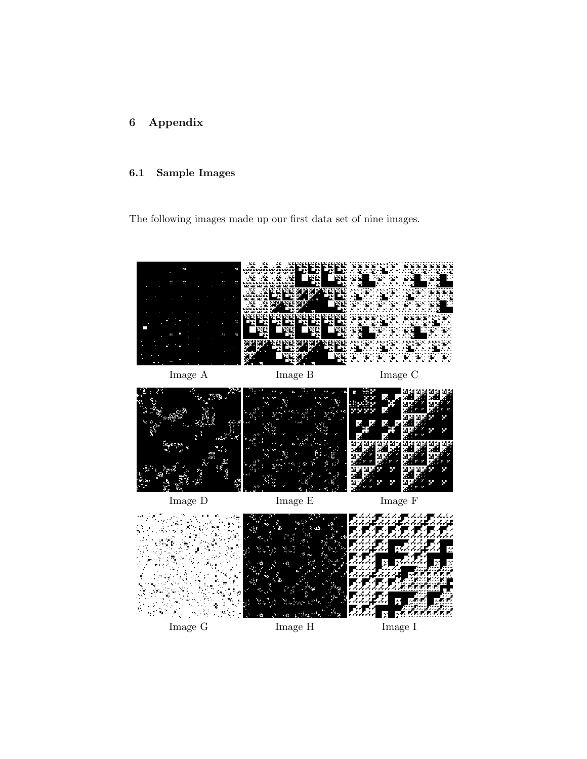# 6 Appendix

## 6.1 Sample Images

The following images made up our first data set of nine images.

Image A

Image B

Image C

Image D

Image E

Image F

Image G

Image H

Image I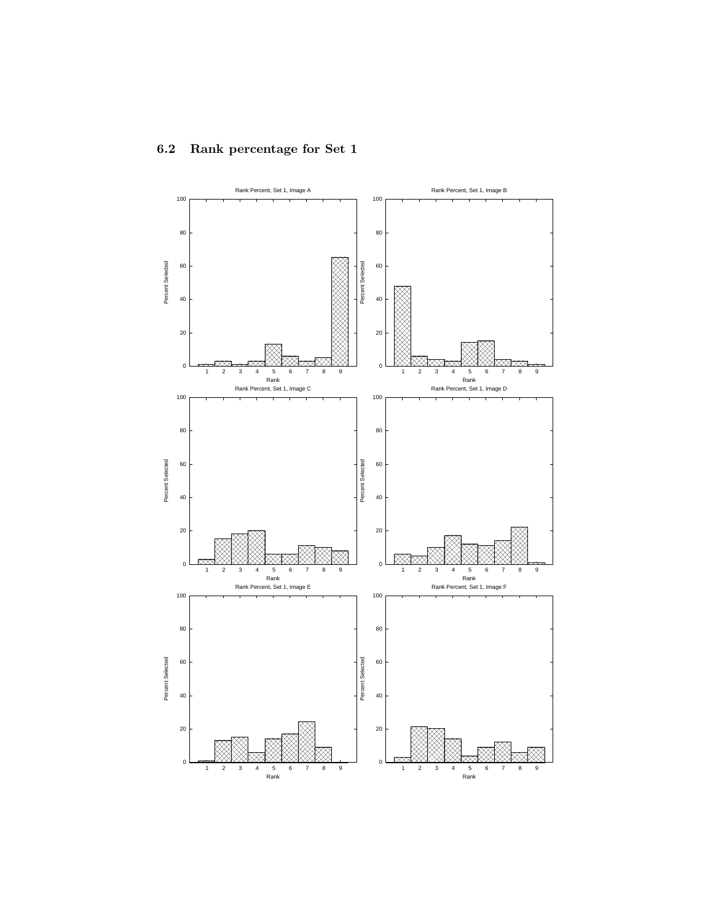## 6.2 Rank percentage for Set 1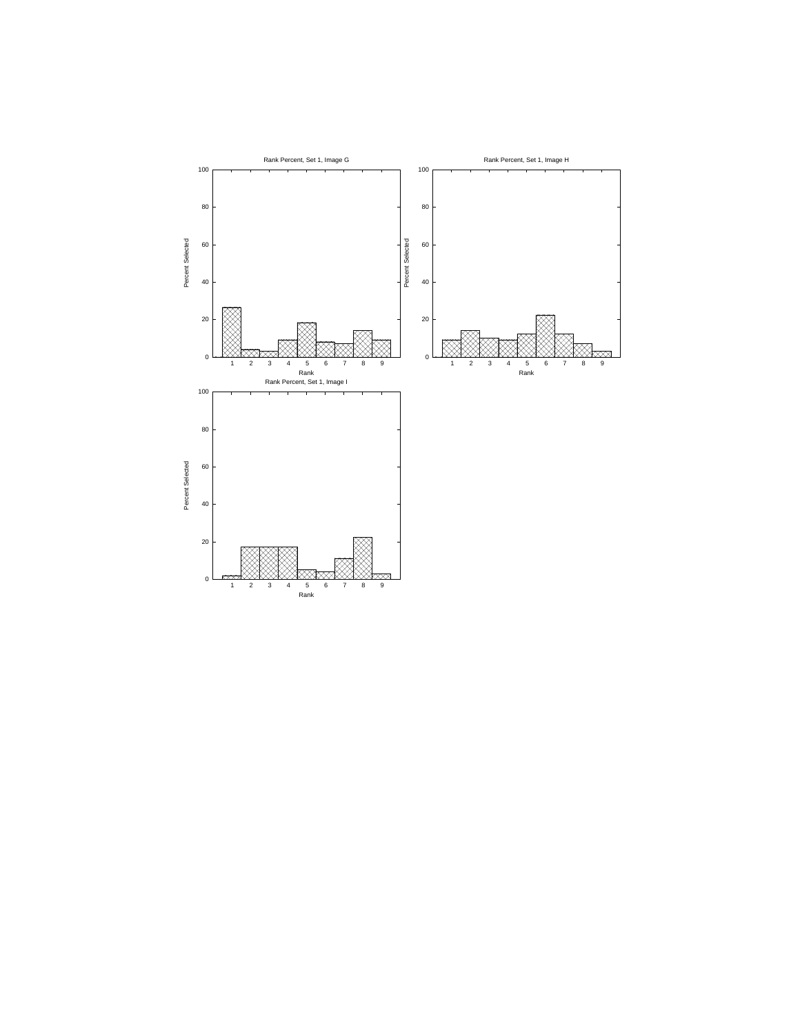Rank Percent, Set 1, Image G

Percent Selected

Rank

Rank Percent, Set 1, Image H

Percent Selected

Rank

Rank Percent, Set 1, Image I

Percent Selected

Rank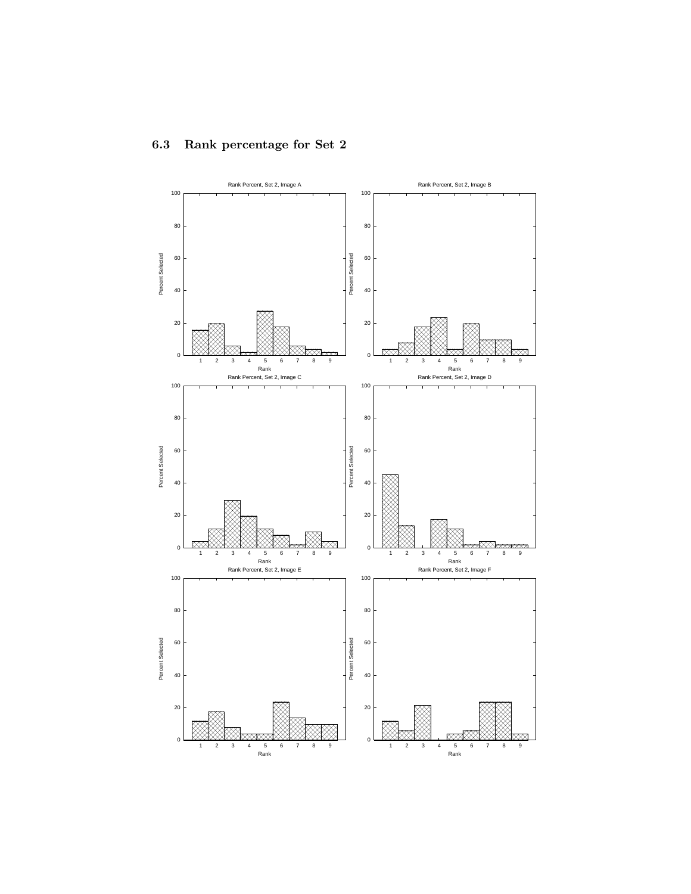## 6.3 Rank percentage for Set 2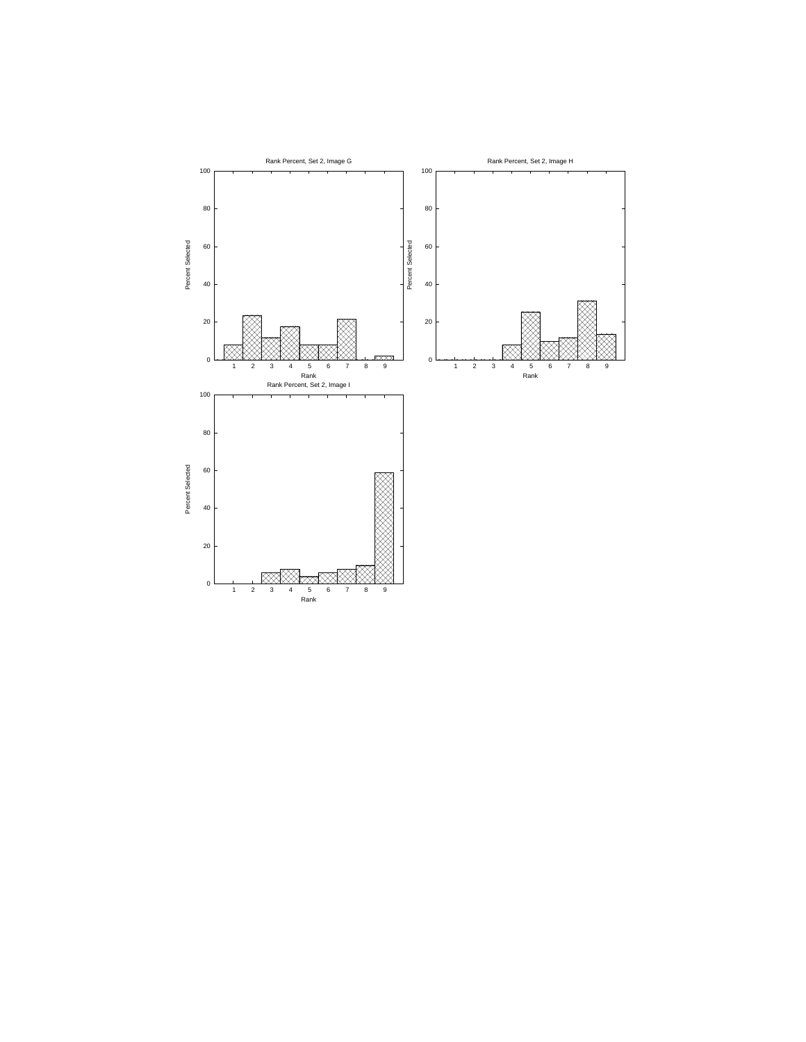Rank Percent, Set 2, Image G

100
80
60
40
20
0

Percent Selected

1 2 3 4 5 6 7 8 9

Rank

Rank Percent, Set 2, Image H

100
80
60
40
20
0

Percent Selected

1 2 3 4 5 6 7 8 9

Rank

Rank Percent, Set 2, Image I

100
80
60
40
20
0

Percent Selected

1 2 3 4 5 6 7 8 9

Rank